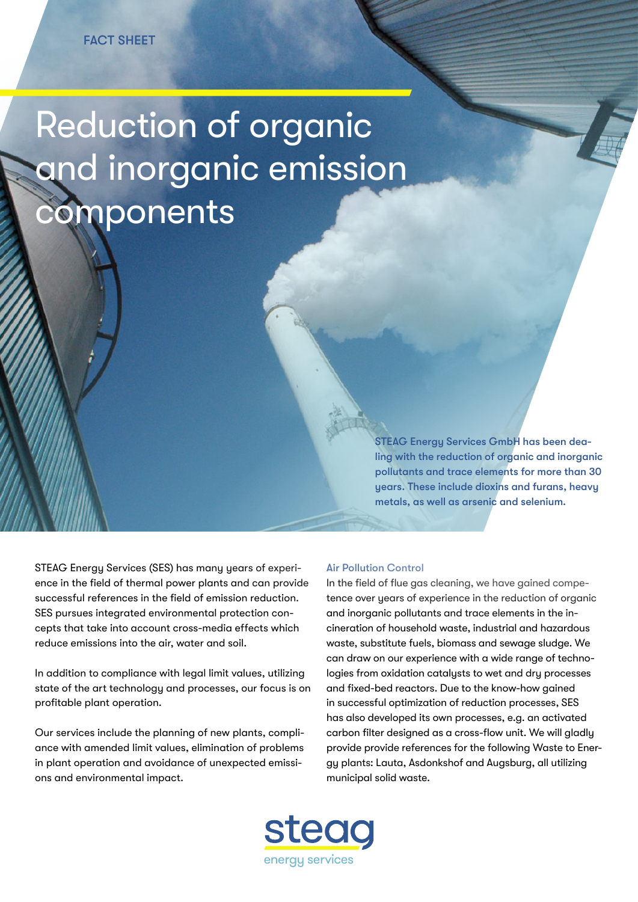FACT SHEET

# Reduction of organic and inorganic emission components

**STEAG Energy Services GmbH has been dealing with the reduction of organic and inorganic pollutants and trace elements for more than 30 years. These include dioxins and furans, heavy metals, as well as arsenic and selenium.**

STEAG Energy Services (SES) has many years of experience in the field of thermal power plants and can provide successful references in the field of emission reduction. SES pursues integrated environmental protection concepts that take into account cross-media effects which reduce emissions into the air, water and soil.

In addition to compliance with legal limit values, utilizing state of the art technology and processes, our focus is on profitable plant operation.

Our services include the planning of new plants, compliance with amended limit values, elimination of problems in plant operation and avoidance of unexpected emissions and environmental impact.

## Air Pollution Control

In the field of flue gas cleaning, we have gained competence over years of experience in the reduction of organic and inorganic pollutants and trace elements in the incineration of household waste, industrial and hazardous waste, substitute fuels, biomass and sewage sludge. We can draw on our experience with a wide range of technologies from oxidation catalysts to wet and dry processes and fixed-bed reactors. Due to the know-how gained in successful optimization of reduction processes, SES has also developed its own processes, e.g. an activated carbon filter designed as a cross-flow unit. We will gladly provide provide references for the following Waste to Energy plants: Lauta, Asdonkshof and Augsburg, all utilizing municipal solid waste.

steag
energy services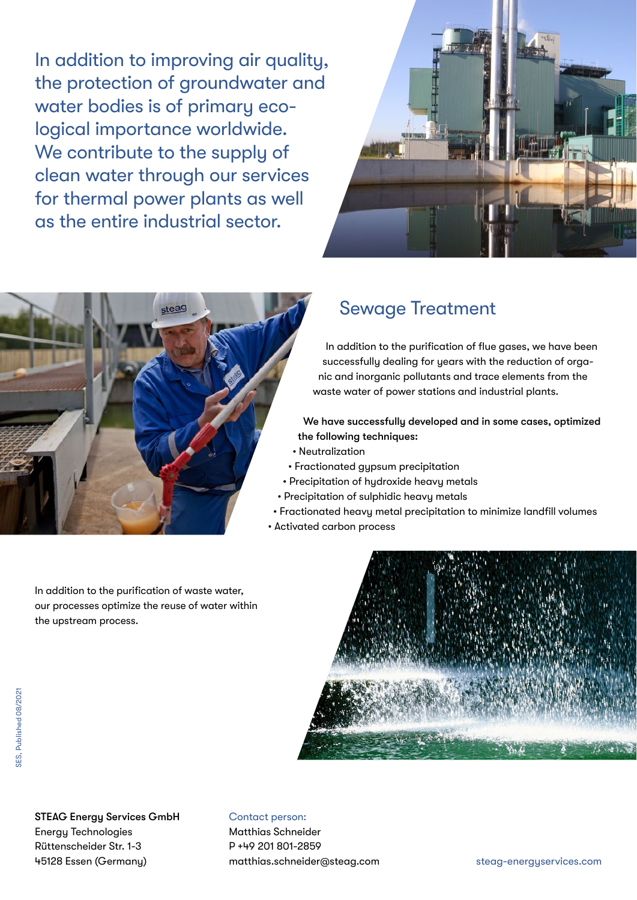In addition to improving air quality, the protection of groundwater and water bodies is of primary ecological importance worldwide. We contribute to the supply of clean water through our services for thermal power plants as well as the entire industrial sector.

## Sewage Treatment

In addition to the purification of flue gases, we have been successfully dealing for years with the reduction of organic and inorganic pollutants and trace elements from the waste water of power stations and industrial plants.

**We have successfully developed and in some cases, optimized the following techniques:**

- Neutralization
- Fractionated gypsum precipitation
- Precipitation of hydroxide heavy metals
- Precipitation of sulphidic heavy metals
- Fractionated heavy metal precipitation to minimize landfill volumes
- Activated carbon process

In addition to the purification of waste water, our processes optimize the reuse of water within the upstream process.

SES, Published 08/2021

**STEAG Energy Services GmbH**
Energy Technologies
Rüttenscheider Str. 1-3
45128 Essen (Germany)

Contact person:
Matthias Schneider
P +49 201 801-2859
matthias.schneider@steag.com

steag-energyservices.com